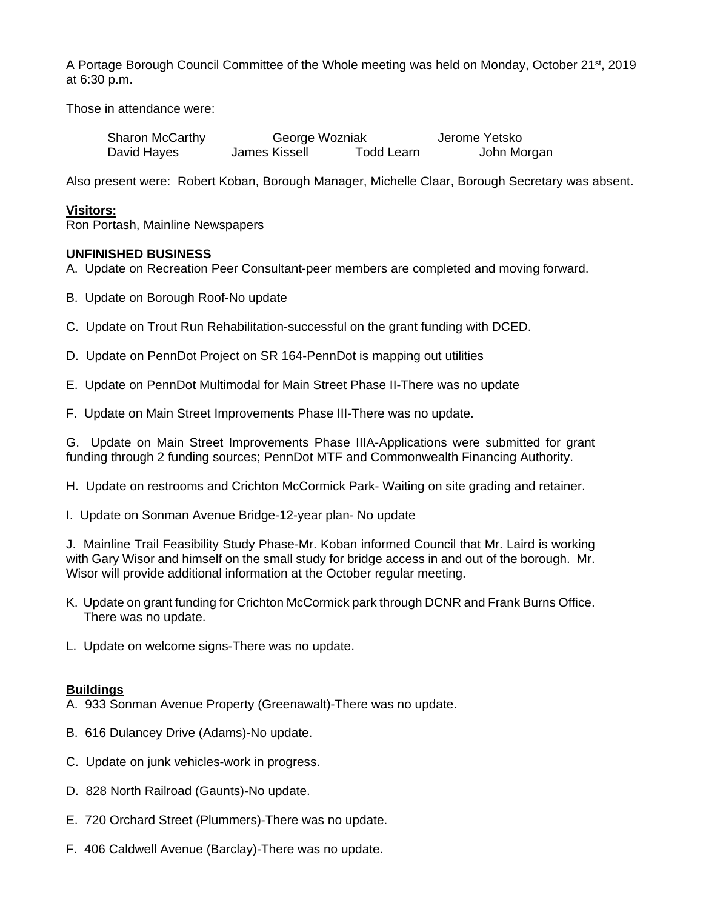A Portage Borough Council Committee of the Whole meeting was held on Monday, October 21st, 2019 at 6:30 p.m.

Those in attendance were:

Sharon McCarthy George Wozniak Jerome Yetsko
David Hayes James Kissell Todd Learn John Morgan

Also present were: Robert Koban, Borough Manager, Michelle Claar, Borough Secretary was absent.

**Visitors:**
Ron Portash, Mainline Newspapers

**UNFINISHED BUSINESS**

A. Update on Recreation Peer Consultant-peer members are completed and moving forward.

B. Update on Borough Roof-No update

C. Update on Trout Run Rehabilitation-successful on the grant funding with DCED.

D. Update on PennDot Project on SR 164-PennDot is mapping out utilities

E. Update on PennDot Multimodal for Main Street Phase II-There was no update

F. Update on Main Street Improvements Phase III-There was no update.

G. Update on Main Street Improvements Phase IIIA-Applications were submitted for grant funding through 2 funding sources; PennDot MTF and Commonwealth Financing Authority.

H. Update on restrooms and Crichton McCormick Park- Waiting on site grading and retainer.

I. Update on Sonman Avenue Bridge-12-year plan- No update

J. Mainline Trail Feasibility Study Phase-Mr. Koban informed Council that Mr. Laird is working with Gary Wisor and himself on the small study for bridge access in and out of the borough. Mr. Wisor will provide additional information at the October regular meeting.

K. Update on grant funding for Crichton McCormick park through DCNR and Frank Burns Office. There was no update.

L. Update on welcome signs-There was no update.

**Buildings**

A. 933 Sonman Avenue Property (Greenawalt)-There was no update.

B. 616 Dulancey Drive (Adams)-No update.

C. Update on junk vehicles-work in progress.

D. 828 North Railroad (Gaunts)-No update.

E. 720 Orchard Street (Plummers)-There was no update.

F. 406 Caldwell Avenue (Barclay)-There was no update.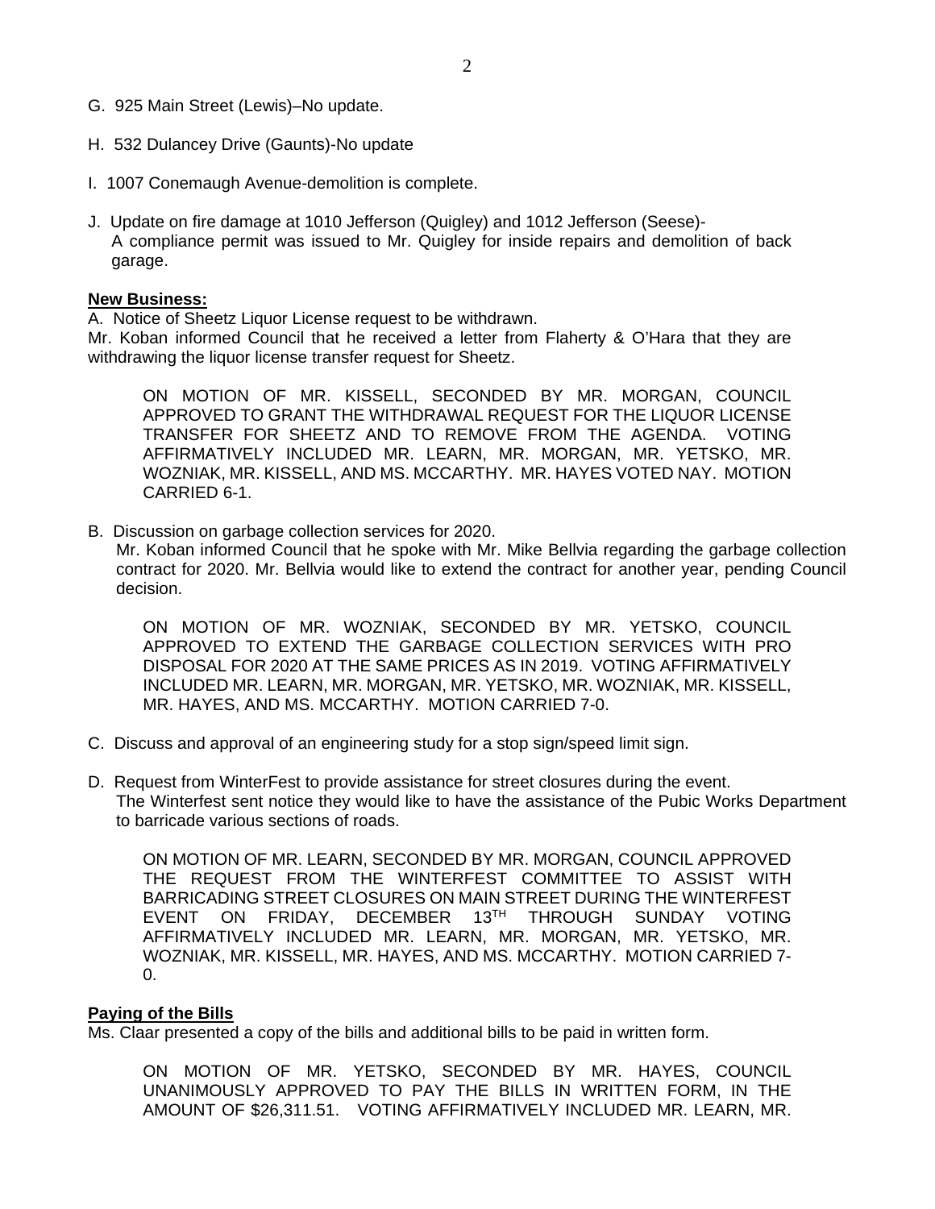G. 925 Main Street (Lewis)–No update.

H. 532 Dulancey Drive (Gaunts)-No update

I. 1007 Conemaugh Avenue-demolition is complete.

J. Update on fire damage at 1010 Jefferson (Quigley) and 1012 Jefferson (Seese)-
A compliance permit was issued to Mr. Quigley for inside repairs and demolition of back garage.

**New Business:**

A. Notice of Sheetz Liquor License request to be withdrawn.
Mr. Koban informed Council that he received a letter from Flaherty & O'Hara that they are withdrawing the liquor license transfer request for Sheetz.

> ON MOTION OF MR. KISSELL, SECONDED BY MR. MORGAN, COUNCIL APPROVED TO GRANT THE WITHDRAWAL REQUEST FOR THE LIQUOR LICENSE TRANSFER FOR SHEETZ AND TO REMOVE FROM THE AGENDA. VOTING AFFIRMATIVELY INCLUDED MR. LEARN, MR. MORGAN, MR. YETSKO, MR. WOZNIAK, MR. KISSELL, AND MS. MCCARTHY. MR. HAYES VOTED NAY. MOTION CARRIED 6-1.

B. Discussion on garbage collection services for 2020.
Mr. Koban informed Council that he spoke with Mr. Mike Bellvia regarding the garbage collection contract for 2020. Mr. Bellvia would like to extend the contract for another year, pending Council decision.

> ON MOTION OF MR. WOZNIAK, SECONDED BY MR. YETSKO, COUNCIL APPROVED TO EXTEND THE GARBAGE COLLECTION SERVICES WITH PRO DISPOSAL FOR 2020 AT THE SAME PRICES AS IN 2019. VOTING AFFIRMATIVELY INCLUDED MR. LEARN, MR. MORGAN, MR. YETSKO, MR. WOZNIAK, MR. KISSELL, MR. HAYES, AND MS. MCCARTHY. MOTION CARRIED 7-0.

C. Discuss and approval of an engineering study for a stop sign/speed limit sign.

D. Request from WinterFest to provide assistance for street closures during the event.
The Winterfest sent notice they would like to have the assistance of the Pubic Works Department to barricade various sections of roads.

> ON MOTION OF MR. LEARN, SECONDED BY MR. MORGAN, COUNCIL APPROVED THE REQUEST FROM THE WINTERFEST COMMITTEE TO ASSIST WITH BARRICADING STREET CLOSURES ON MAIN STREET DURING THE WINTERFEST EVENT ON FRIDAY, DECEMBER 13TH THROUGH SUNDAY VOTING AFFIRMATIVELY INCLUDED MR. LEARN, MR. MORGAN, MR. YETSKO, MR. WOZNIAK, MR. KISSELL, MR. HAYES, AND MS. MCCARTHY. MOTION CARRIED 7-0.

**Paying of the Bills**

Ms. Claar presented a copy of the bills and additional bills to be paid in written form.

> ON MOTION OF MR. YETSKO, SECONDED BY MR. HAYES, COUNCIL UNANIMOUSLY APPROVED TO PAY THE BILLS IN WRITTEN FORM, IN THE AMOUNT OF $26,311.51. VOTING AFFIRMATIVELY INCLUDED MR. LEARN, MR.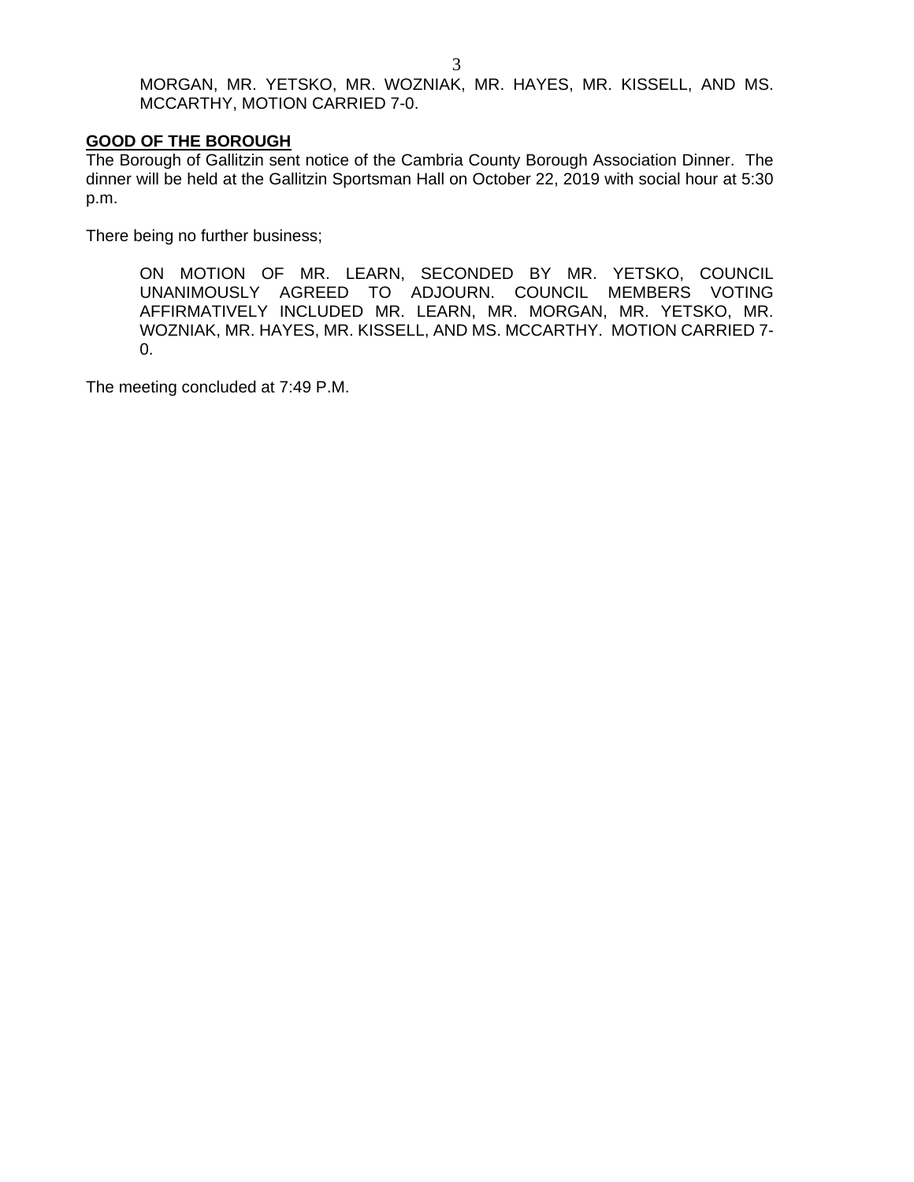MORGAN, MR. YETSKO, MR. WOZNIAK, MR. HAYES, MR. KISSELL, AND MS. MCCARTHY, MOTION CARRIED 7-0.

**GOOD OF THE BOROUGH**

The Borough of Gallitzin sent notice of the Cambria County Borough Association Dinner. The dinner will be held at the Gallitzin Sportsman Hall on October 22, 2019 with social hour at 5:30 p.m.

There being no further business;

> ON MOTION OF MR. LEARN, SECONDED BY MR. YETSKO, COUNCIL UNANIMOUSLY AGREED TO ADJOURN. COUNCIL MEMBERS VOTING AFFIRMATIVELY INCLUDED MR. LEARN, MR. MORGAN, MR. YETSKO, MR. WOZNIAK, MR. HAYES, MR. KISSELL, AND MS. MCCARTHY. MOTION CARRIED 7-0.

The meeting concluded at 7:49 P.M.